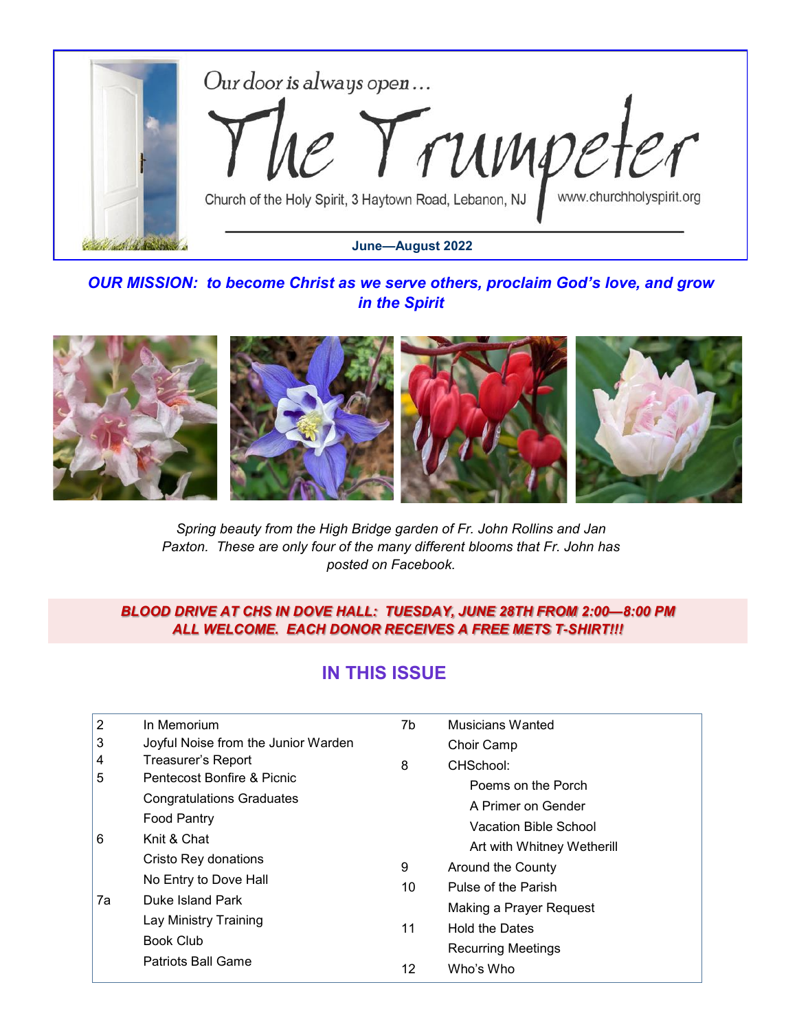Our door is always open…

# The Trumpeter

Church of the Holy Spirit, 3 Haytown Road, Lebanon, NJ www.churchholyspirit.org

**June—August 2022**

***OUR MISSION: to become Christ as we serve others, proclaim God's love, and grow in the Spirit***

*Spring beauty from the High Bridge garden of Fr. John Rollins and Jan Paxton. These are only four of the many different blooms that Fr. John has posted on Facebook.*

***BLOOD DRIVE AT CHS IN DOVE HALL: TUESDAY, JUNE 28TH FROM 2:00—8:00 PM***
***ALL WELCOME. EACH DONOR RECEIVES A FREE METS T-SHIRT!!!***

## IN THIS ISSUE

| | | | |
|---|---|---|---|
| 2 | In Memorium | 7b | Musicians Wanted |
| 3 | Joyful Noise from the Junior Warden | | Choir Camp |
| 4 | Treasurer's Report | 8 | CHSchool: |
| 5 | Pentecost Bonfire & Picnic | | Poems on the Porch |
| | Congratulations Graduates | | A Primer on Gender |
| | Food Pantry | | Vacation Bible School |
| 6 | Knit & Chat | | Art with Whitney Wetherill |
| | Cristo Rey donations | 9 | Around the County |
| | No Entry to Dove Hall | 10 | Pulse of the Parish |
| 7a | Duke Island Park | | Making a Prayer Request |
| | Lay Ministry Training | 11 | Hold the Dates |
| | Book Club | | Recurring Meetings |
| | Patriots Ball Game | 12 | Who's Who |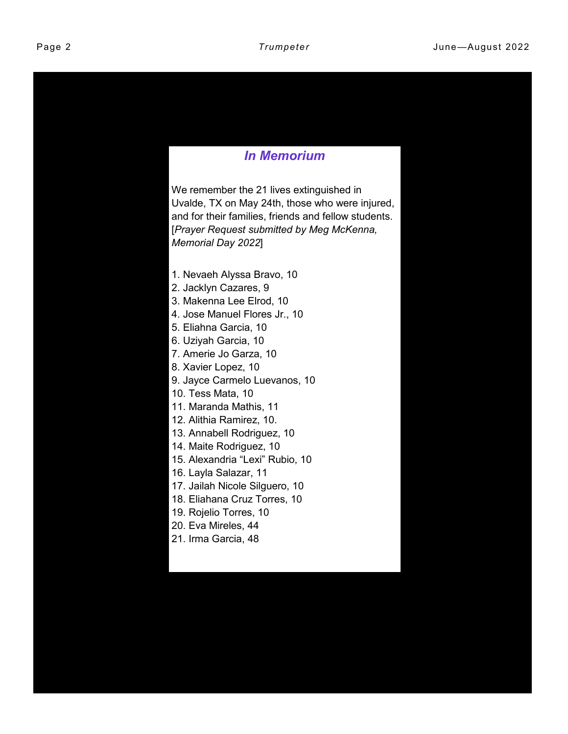## *In Memorium*

We remember the 21 lives extinguished in Uvalde, TX on May 24th, those who were injured, and for their families, friends and fellow students. [*Prayer Request submitted by Meg McKenna, Memorial Day 2022*]

1. Nevaeh Alyssa Bravo, 10
2. Jacklyn Cazares, 9
3. Makenna Lee Elrod, 10
4. Jose Manuel Flores Jr., 10
5. Eliahna Garcia, 10
6. Uziyah Garcia, 10
7. Amerie Jo Garza, 10
8. Xavier Lopez, 10
9. Jayce Carmelo Luevanos, 10
10. Tess Mata, 10
11. Maranda Mathis, 11
12. Alithia Ramirez, 10.
13. Annabell Rodriguez, 10
14. Maite Rodriguez, 10
15. Alexandria “Lexi” Rubio, 10
16. Layla Salazar, 11
17. Jailah Nicole Silguero, 10
18. Eliahana Cruz Torres, 10
19. Rojelio Torres, 10
20. Eva Mireles, 44
21. Irma Garcia, 48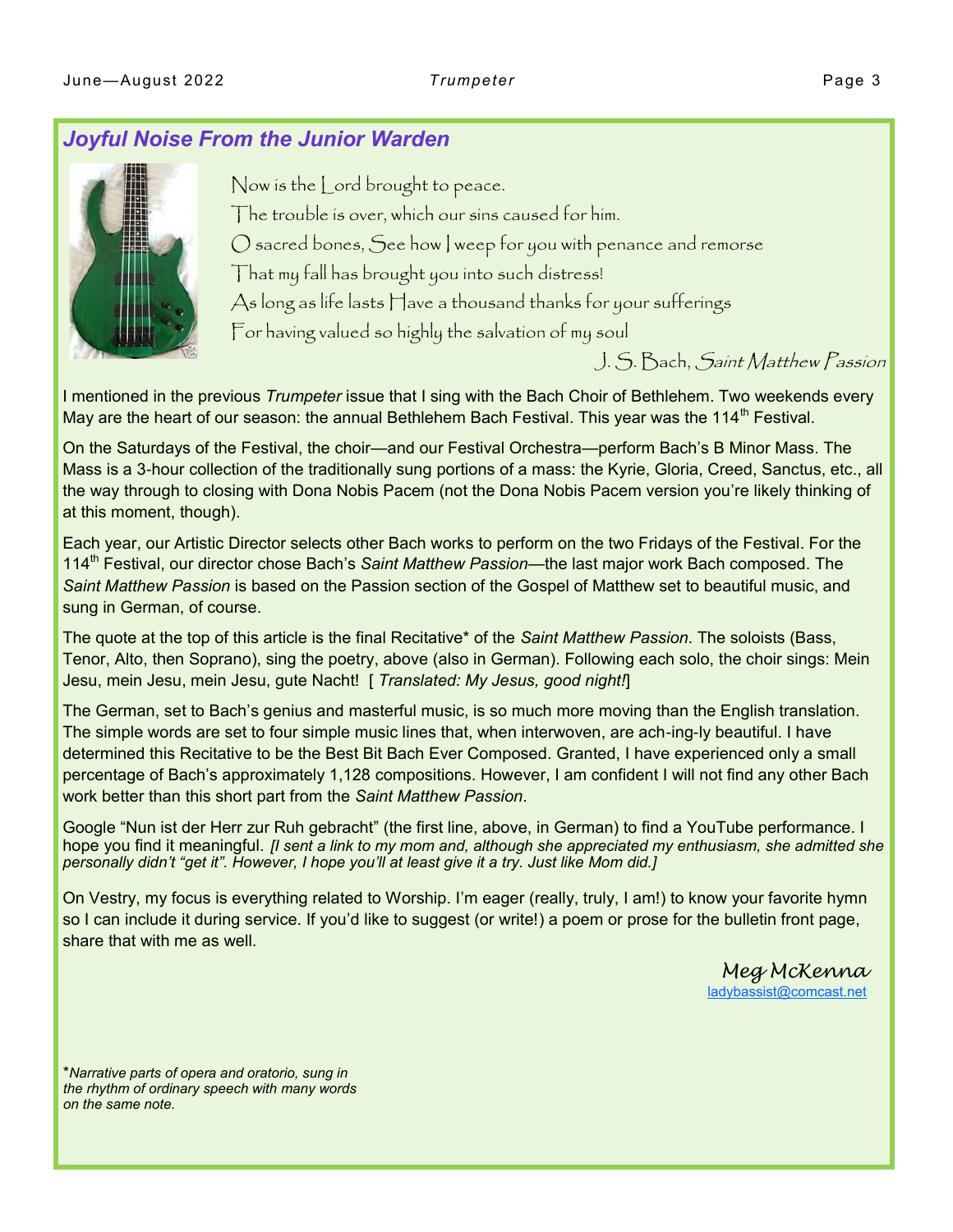## *Joyful Noise From the Junior Warden*

Now is the Lord brought to peace.
The trouble is over, which our sins caused for him.
O sacred bones, See how I weep for you with penance and remorse
That my fall has brought you into such distress!
As long as life lasts Have a thousand thanks for your sufferings
For having valued so highly the salvation of my soul

J. S. Bach, *Saint Matthew Passion*

I mentioned in the previous *Trumpeter* issue that I sing with the Bach Choir of Bethlehem. Two weekends every May are the heart of our season: the annual Bethlehem Bach Festival. This year was the 114th Festival.

On the Saturdays of the Festival, the choir—and our Festival Orchestra—perform Bach's B Minor Mass. The Mass is a 3-hour collection of the traditionally sung portions of a mass: the Kyrie, Gloria, Creed, Sanctus, etc., all the way through to closing with Dona Nobis Pacem (not the Dona Nobis Pacem version you're likely thinking of at this moment, though).

Each year, our Artistic Director selects other Bach works to perform on the two Fridays of the Festival. For the 114th Festival, our director chose Bach's *Saint Matthew Passion*—the last major work Bach composed. The *Saint Matthew Passion* is based on the Passion section of the Gospel of Matthew set to beautiful music, and sung in German, of course.

The quote at the top of this article is the final Recitative* of the *Saint Matthew Passion*. The soloists (Bass, Tenor, Alto, then Soprano), sing the poetry, above (also in German). Following each solo, the choir sings: Mein Jesu, mein Jesu, mein Jesu, gute Nacht! [ *Translated: My Jesus, good night!*]

The German, set to Bach's genius and masterful music, is so much more moving than the English translation. The simple words are set to four simple music lines that, when interwoven, are ach-ing-ly beautiful. I have determined this Recitative to be the Best Bit Bach Ever Composed. Granted, I have experienced only a small percentage of Bach's approximately 1,128 compositions. However, I am confident I will not find any other Bach work better than this short part from the *Saint Matthew Passion*.

Google "Nun ist der Herr zur Ruh gebracht" (the first line, above, in German) to find a YouTube performance. I hope you find it meaningful. *[I sent a link to my mom and, although she appreciated my enthusiasm, she admitted she personally didn't "get it". However, I hope you'll at least give it a try. Just like Mom did.]*

On Vestry, my focus is everything related to Worship. I'm eager (really, truly, I am!) to know your favorite hymn so I can include it during service. If you'd like to suggest (or write!) a poem or prose for the bulletin front page, share that with me as well.

Meg McKenna
ladybassist@comcast.net

**Narrative parts of opera and oratorio, sung in the rhythm of ordinary speech with many words on the same note.*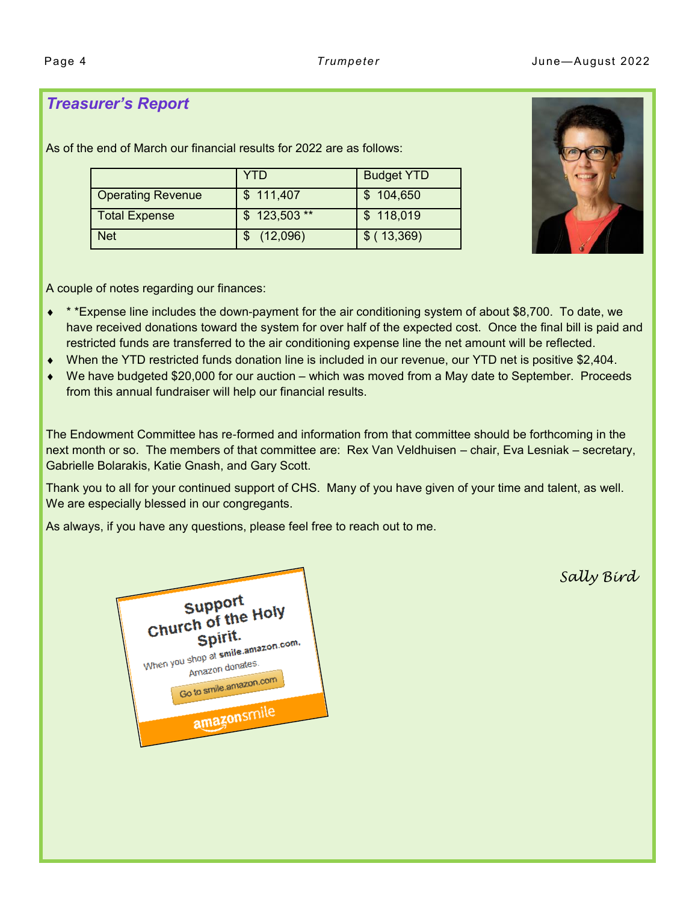## *Treasurer's Report*

As of the end of March our financial results for 2022 are as follows:

| | YTD | Budget YTD |
|---|---|---|
| Operating Revenue | $ 111,407 | $ 104,650 |
| Total Expense | $ 123,503 ** | $ 118,019 |
| Net | $ (12,096) | $ ( 13,369) |

A couple of notes regarding our finances:

- * *Expense line includes the down-payment for the air conditioning system of about $8,700. To date, we have received donations toward the system for over half of the expected cost. Once the final bill is paid and restricted funds are transferred to the air conditioning expense line the net amount will be reflected.
- When the YTD restricted funds donation line is included in our revenue, our YTD net is positive $2,404.
- We have budgeted $20,000 for our auction – which was moved from a May date to September. Proceeds from this annual fundraiser will help our financial results.

The Endowment Committee has re-formed and information from that committee should be forthcoming in the next month or so. The members of that committee are: Rex Van Veldhuisen – chair, Eva Lesniak – secretary, Gabrielle Bolarakis, Katie Gnash, and Gary Scott.

Thank you to all for your continued support of CHS. Many of you have given of your time and talent, as well. We are especially blessed in our congregants.

As always, if you have any questions, please feel free to reach out to me.

*Sally Bird*

Support Church of the Holy Spirit.
When you shop at smile.amazon.com, Amazon donates.
Go to smile.amazon.com
amazonsmile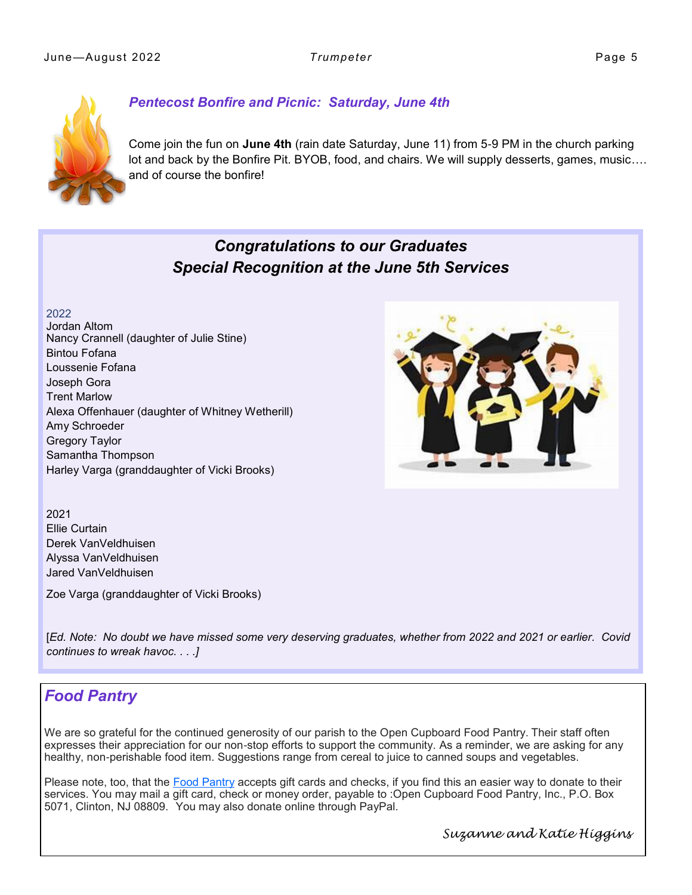## *Pentecost Bonfire and Picnic: Saturday, June 4th*

Come join the fun on **June 4th** (rain date Saturday, June 11) from 5-9 PM in the church parking lot and back by the Bonfire Pit. BYOB, food, and chairs. We will supply desserts, games, music…. and of course the bonfire!

## *Congratulations to our Graduates*
## *Special Recognition at the June 5th Services*

2022
Jordan Altom
Nancy Crannell (daughter of Julie Stine)
Bintou Fofana
Loussenie Fofana
Joseph Gora
Trent Marlow
Alexa Offenhauer (daughter of Whitney Wetherill)
Amy Schroeder
Gregory Taylor
Samantha Thompson
Harley Varga (granddaughter of Vicki Brooks)

2021
Ellie Curtain
Derek VanVeldhuisen
Alyssa VanVeldhuisen
Jared VanVeldhuisen

Zoe Varga (granddaughter of Vicki Brooks)

[*Ed. Note: No doubt we have missed some very deserving graduates, whether from 2022 and 2021 or earlier. Covid continues to wreak havoc. . . .*]

## *Food Pantry*

We are so grateful for the continued generosity of our parish to the Open Cupboard Food Pantry. Their staff often expresses their appreciation for our non-stop efforts to support the community. As a reminder, we are asking for any healthy, non-perishable food item. Suggestions range from cereal to juice to canned soups and vegetables.

Please note, too, that the Food Pantry accepts gift cards and checks, if you find this an easier way to donate to their services. You may mail a gift card, check or money order, payable to :Open Cupboard Food Pantry, Inc., P.O. Box 5071, Clinton, NJ 08809. You may also donate online through PayPal.

*Suzanne and Katie Higgins*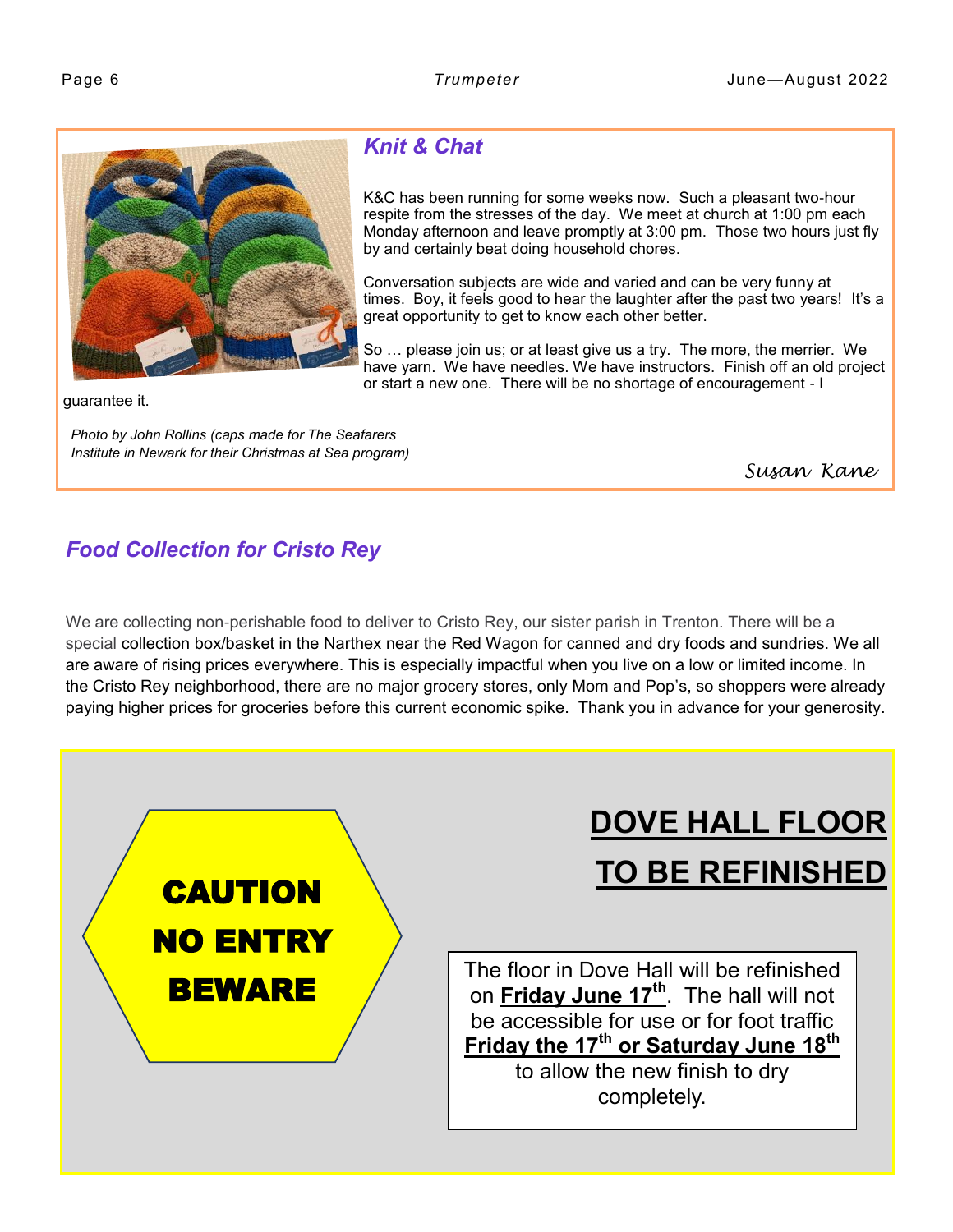## Knit & Chat

K&C has been running for some weeks now. Such a pleasant two-hour respite from the stresses of the day. We meet at church at 1:00 pm each Monday afternoon and leave promptly at 3:00 pm. Those two hours just fly by and certainly beat doing household chores.

Conversation subjects are wide and varied and can be very funny at times. Boy, it feels good to hear the laughter after the past two years! It's a great opportunity to get to know each other better.

So … please join us; or at least give us a try. The more, the merrier. We have yarn. We have needles. We have instructors. Finish off an old project or start a new one. There will be no shortage of encouragement - I guarantee it.

*Photo by John Rollins (caps made for The Seafarers Institute in Newark for their Christmas at Sea program)*

*Susan Kane*

## Food Collection for Cristo Rey

We are collecting non-perishable food to deliver to Cristo Rey, our sister parish in Trenton. There will be a special collection box/basket in the Narthex near the Red Wagon for canned and dry foods and sundries. We all are aware of rising prices everywhere. This is especially impactful when you live on a low or limited income. In the Cristo Rey neighborhood, there are no major grocery stores, only Mom and Pop's, so shoppers were already paying higher prices for groceries before this current economic spike. Thank you in advance for your generosity.

**CAUTION**
**NO ENTRY**
**BEWARE**

## DOVE HALL FLOOR TO BE REFINISHED

The floor in Dove Hall will be refinished on **Friday June 17th**. The hall will not be accessible for use or for foot traffic **Friday the 17th or Saturday June 18th** to allow the new finish to dry completely.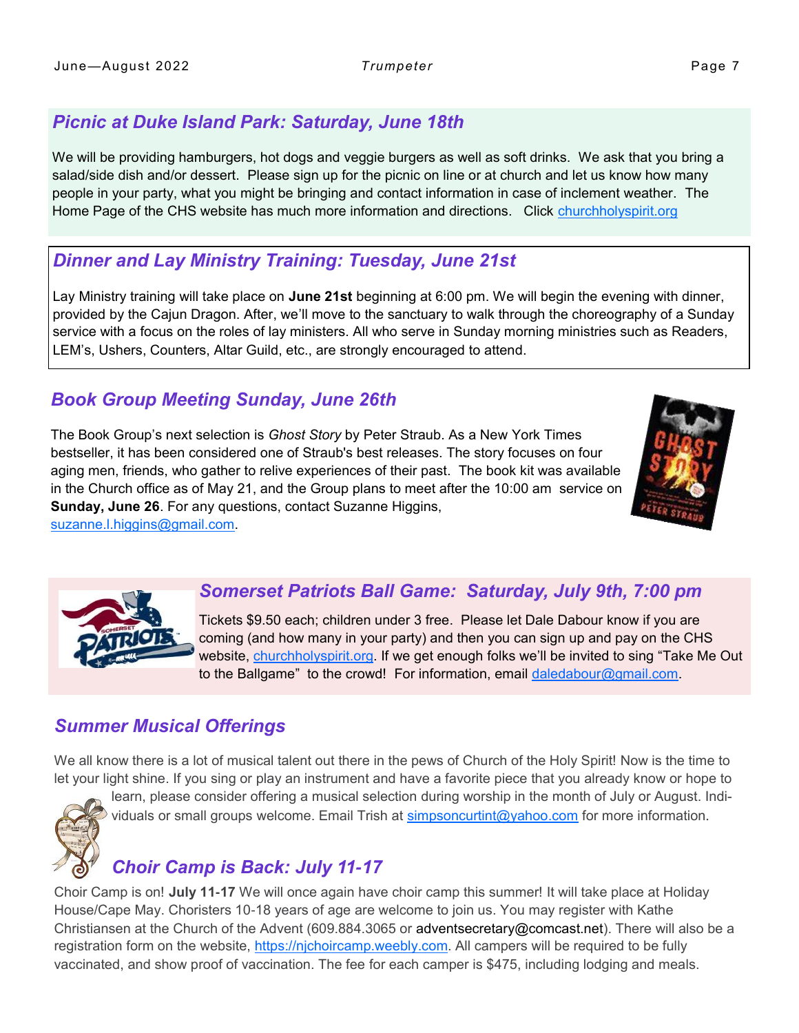## *Picnic at Duke Island Park: Saturday, June 18th*

We will be providing hamburgers, hot dogs and veggie burgers as well as soft drinks. We ask that you bring a salad/side dish and/or dessert. Please sign up for the picnic on line or at church and let us know how many people in your party, what you might be bringing and contact information in case of inclement weather. The Home Page of the CHS website has much more information and directions. Click churchholyspirit.org

## *Dinner and Lay Ministry Training: Tuesday, June 21st*

Lay Ministry training will take place on **June 21st** beginning at 6:00 pm. We will begin the evening with dinner, provided by the Cajun Dragon. After, we'll move to the sanctuary to walk through the choreography of a Sunday service with a focus on the roles of lay ministers. All who serve in Sunday morning ministries such as Readers, LEM's, Ushers, Counters, Altar Guild, etc., are strongly encouraged to attend.

## *Book Group Meeting Sunday, June 26th*

The Book Group's next selection is *Ghost Story* by Peter Straub. As a New York Times bestseller, it has been considered one of Straub's best releases. The story focuses on four aging men, friends, who gather to relive experiences of their past. The book kit was available in the Church office as of May 21, and the Group plans to meet after the 10:00 am service on **Sunday, June 26**. For any questions, contact Suzanne Higgins, suzanne.l.higgins@gmail.com.

## *Somerset Patriots Ball Game: Saturday, July 9th, 7:00 pm*

Tickets $9.50 each; children under 3 free. Please let Dale Dabour know if you are coming (and how many in your party) and then you can sign up and pay on the CHS website, churchholyspirit.org. If we get enough folks we'll be invited to sing "Take Me Out to the Ballgame" to the crowd! For information, email daledabour@gmail.com.

## *Summer Musical Offerings*

We all know there is a lot of musical talent out there in the pews of Church of the Holy Spirit! Now is the time to let your light shine. If you sing or play an instrument and have a favorite piece that you already know or hope to learn, please consider offering a musical selection during worship in the month of July or August. Individuals or small groups welcome. Email Trish at simpsoncurtint@yahoo.com for more information.

## *Choir Camp is Back: July 11-17*

Choir Camp is on! **July 11-17** We will once again have choir camp this summer! It will take place at Holiday House/Cape May. Choristers 10-18 years of age are welcome to join us. You may register with Kathe Christiansen at the Church of the Advent (609.884.3065 or adventsecretary@comcast.net). There will also be a registration form on the website, https://njchoircamp.weebly.com. All campers will be required to be fully vaccinated, and show proof of vaccination. The fee for each camper is $475, including lodging and meals.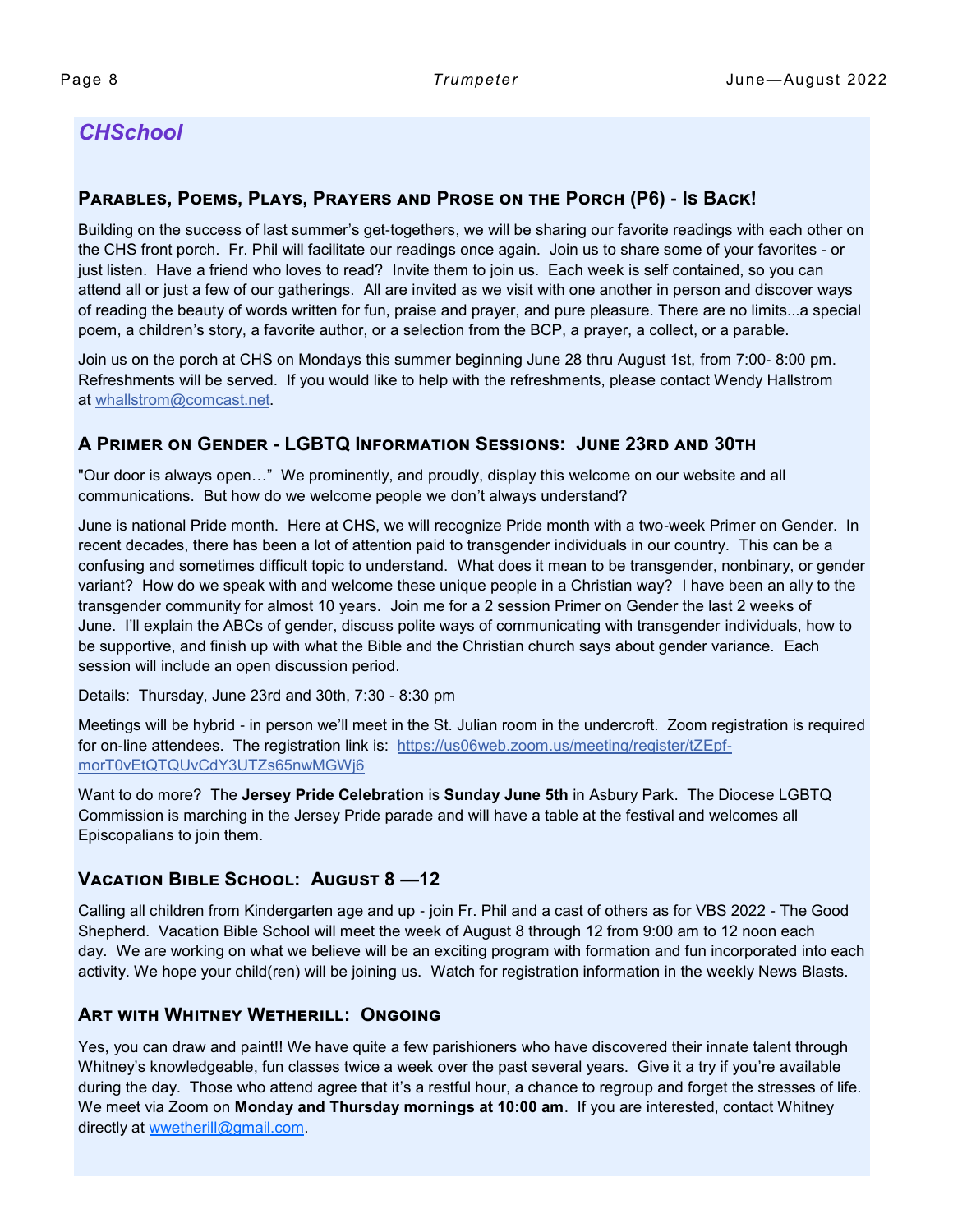## *CHSchool*

### Parables, Poems, Plays, Prayers and Prose on the Porch (P6) - Is Back!

Building on the success of last summer's get-togethers, we will be sharing our favorite readings with each other on the CHS front porch. Fr. Phil will facilitate our readings once again. Join us to share some of your favorites - or just listen. Have a friend who loves to read? Invite them to join us. Each week is self contained, so you can attend all or just a few of our gatherings. All are invited as we visit with one another in person and discover ways of reading the beauty of words written for fun, praise and prayer, and pure pleasure. There are no limits...a special poem, a children's story, a favorite author, or a selection from the BCP, a prayer, a collect, or a parable.

Join us on the porch at CHS on Mondays this summer beginning June 28 thru August 1st, from 7:00- 8:00 pm. Refreshments will be served. If you would like to help with the refreshments, please contact Wendy Hallstrom at whallstrom@comcast.net.

### A Primer on Gender - LGBTQ Information Sessions: June 23rd and 30th

"Our door is always open…" We prominently, and proudly, display this welcome on our website and all communications. But how do we welcome people we don't always understand?

June is national Pride month. Here at CHS, we will recognize Pride month with a two-week Primer on Gender. In recent decades, there has been a lot of attention paid to transgender individuals in our country. This can be a confusing and sometimes difficult topic to understand. What does it mean to be transgender, nonbinary, or gender variant? How do we speak with and welcome these unique people in a Christian way? I have been an ally to the transgender community for almost 10 years. Join me for a 2 session Primer on Gender the last 2 weeks of June. I'll explain the ABCs of gender, discuss polite ways of communicating with transgender individuals, how to be supportive, and finish up with what the Bible and the Christian church says about gender variance. Each session will include an open discussion period.

Details: Thursday, June 23rd and 30th, 7:30 - 8:30 pm

Meetings will be hybrid - in person we'll meet in the St. Julian room in the undercroft. Zoom registration is required for on-line attendees. The registration link is: https://us06web.zoom.us/meeting/register/tZEpf-morT0vEtQTQUvCdY3UTZs65nwMGWj6

Want to do more? The **Jersey Pride Celebration** is **Sunday June 5th** in Asbury Park. The Diocese LGBTQ Commission is marching in the Jersey Pride parade and will have a table at the festival and welcomes all Episcopalians to join them.

### Vacation Bible School: August 8 —12

Calling all children from Kindergarten age and up - join Fr. Phil and a cast of others as for VBS 2022 - The Good Shepherd. Vacation Bible School will meet the week of August 8 through 12 from 9:00 am to 12 noon each day. We are working on what we believe will be an exciting program with formation and fun incorporated into each activity. We hope your child(ren) will be joining us. Watch for registration information in the weekly News Blasts.

### Art with Whitney Wetherill: Ongoing

Yes, you can draw and paint!! We have quite a few parishioners who have discovered their innate talent through Whitney's knowledgeable, fun classes twice a week over the past several years. Give it a try if you're available during the day. Those who attend agree that it's a restful hour, a chance to regroup and forget the stresses of life. We meet via Zoom on **Monday and Thursday mornings at 10:00 am**. If you are interested, contact Whitney directly at wwetherill@gmail.com.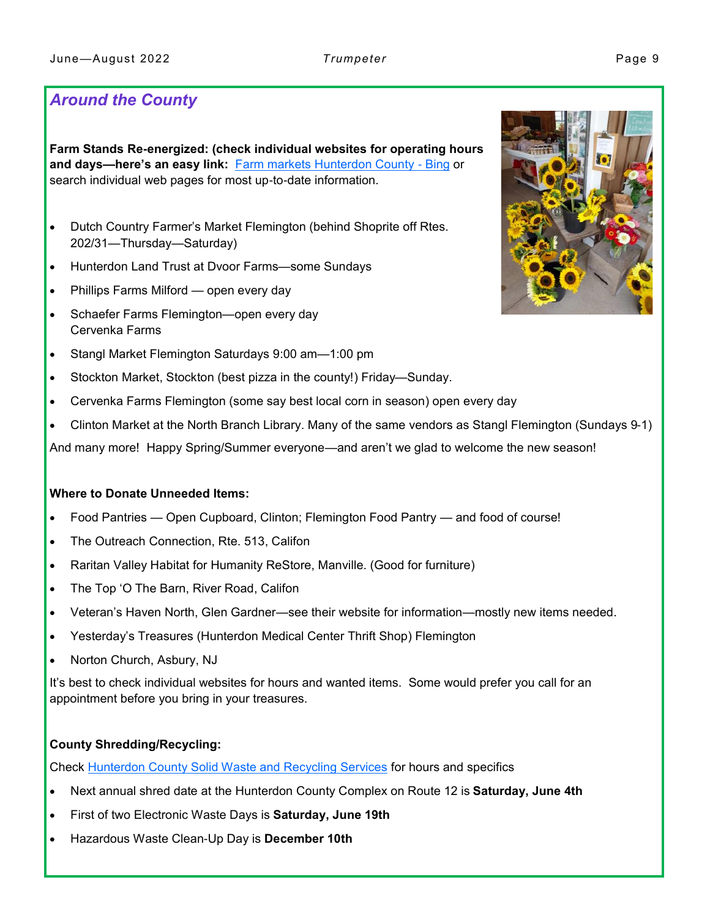## *Around the County*

**Farm Stands Re-energized: (check individual websites for operating hours and days—here's an easy link:** Farm markets Hunterdon County - Bing or search individual web pages for most up-to-date information.

- Dutch Country Farmer's Market Flemington (behind Shoprite off Rtes. 202/31—Thursday—Saturday)
- Hunterdon Land Trust at Dvoor Farms—some Sundays
- Phillips Farms Milford — open every day
- Schaefer Farms Flemington—open every day
  Cervenka Farms
- Stangl Market Flemington Saturdays 9:00 am—1:00 pm
- Stockton Market, Stockton (best pizza in the county!) Friday—Sunday.
- Cervenka Farms Flemington (some say best local corn in season) open every day
- Clinton Market at the North Branch Library. Many of the same vendors as Stangl Flemington (Sundays 9-1)

And many more! Happy Spring/Summer everyone—and aren't we glad to welcome the new season!

**Where to Donate Unneeded Items:**

- Food Pantries — Open Cupboard, Clinton; Flemington Food Pantry — and food of course!
- The Outreach Connection, Rte. 513, Califon
- Raritan Valley Habitat for Humanity ReStore, Manville. (Good for furniture)
- The Top 'O The Barn, River Road, Califon
- Veteran's Haven North, Glen Gardner—see their website for information—mostly new items needed.
- Yesterday's Treasures (Hunterdon Medical Center Thrift Shop) Flemington
- Norton Church, Asbury, NJ

It's best to check individual websites for hours and wanted items. Some would prefer you call for an appointment before you bring in your treasures.

**County Shredding/Recycling:**

Check Hunterdon County Solid Waste and Recycling Services for hours and specifics

- Next annual shred date at the Hunterdon County Complex on Route 12 is **Saturday, June 4th**
- First of two Electronic Waste Days is **Saturday, June 19th**
- Hazardous Waste Clean-Up Day is **December 10th**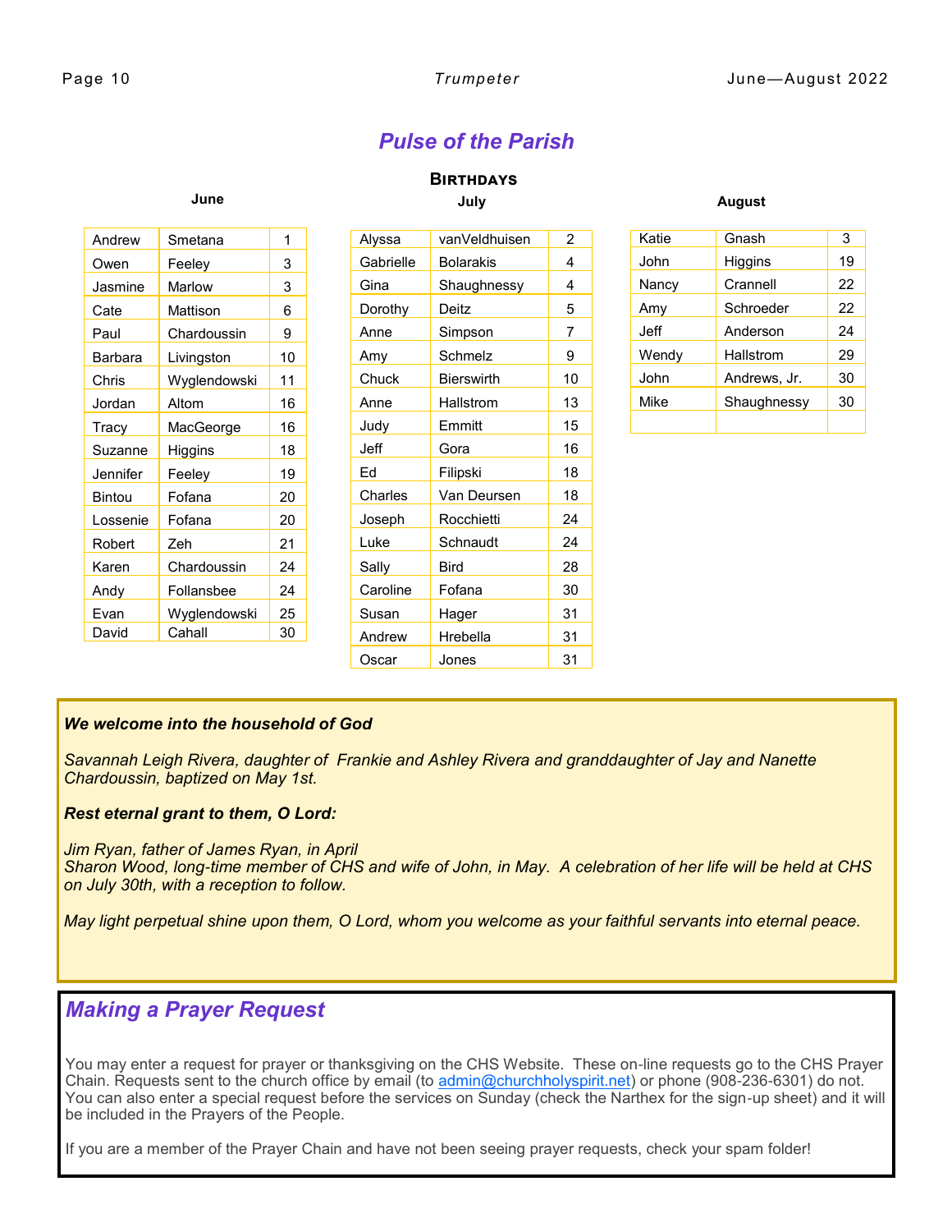## *Pulse of the Parish*

### Birthdays

**June**

| | | |
|---|---|---|
| Andrew | Smetana | 1 |
| Owen | Feeley | 3 |
| Jasmine | Marlow | 3 |
| Cate | Mattison | 6 |
| Paul | Chardoussin | 9 |
| Barbara | Livingston | 10 |
| Chris | Wyglendowski | 11 |
| Jordan | Altom | 16 |
| Tracy | MacGeorge | 16 |
| Suzanne | Higgins | 18 |
| Jennifer | Feeley | 19 |
| Bintou | Fofana | 20 |
| Lossenie | Fofana | 20 |
| Robert | Zeh | 21 |
| Karen | Chardoussin | 24 |
| Andy | Follansbee | 24 |
| Evan | Wyglendowski | 25 |
| David | Cahall | 30 |

**July**

| | | |
|---|---|---|
| Alyssa | vanVeldhuisen | 2 |
| Gabrielle | Bolarakis | 4 |
| Gina | Shaughnessy | 4 |
| Dorothy | Deitz | 5 |
| Anne | Simpson | 7 |
| Amy | Schmelz | 9 |
| Chuck | Bierswirth | 10 |
| Anne | Hallstrom | 13 |
| Judy | Emmitt | 15 |
| Jeff | Gora | 16 |
| Ed | Filipski | 18 |
| Charles | Van Deursen | 18 |
| Joseph | Rocchietti | 24 |
| Luke | Schnaudt | 24 |
| Sally | Bird | 28 |
| Caroline | Fofana | 30 |
| Susan | Hager | 31 |
| Andrew | Hrebella | 31 |
| Oscar | Jones | 31 |

**August**

| | | |
|---|---|---|
| Katie | Gnash | 3 |
| John | Higgins | 19 |
| Nancy | Crannell | 22 |
| Amy | Schroeder | 22 |
| Jeff | Anderson | 24 |
| Wendy | Hallstrom | 29 |
| John | Andrews, Jr. | 30 |
| Mike | Shaughnessy | 30 |
| | | |

***We welcome into the household of God***

*Savannah Leigh Rivera, daughter of Frankie and Ashley Rivera and granddaughter of Jay and Nanette Chardoussin, baptized on May 1st.*

***Rest eternal grant to them, O Lord:***

*Jim Ryan, father of James Ryan, in April*
*Sharon Wood, long-time member of CHS and wife of John, in May. A celebration of her life will be held at CHS on July 30th, with a reception to follow.*

*May light perpetual shine upon them, O Lord, whom you welcome as your faithful servants into eternal peace.*

## *Making a Prayer Request*

You may enter a request for prayer or thanksgiving on the CHS Website. These on-line requests go to the CHS Prayer Chain. Requests sent to the church office by email (to admin@churchholyspirit.net) or phone (908-236-6301) do not. You can also enter a special request before the services on Sunday (check the Narthex for the sign-up sheet) and it will be included in the Prayers of the People.

If you are a member of the Prayer Chain and have not been seeing prayer requests, check your spam folder!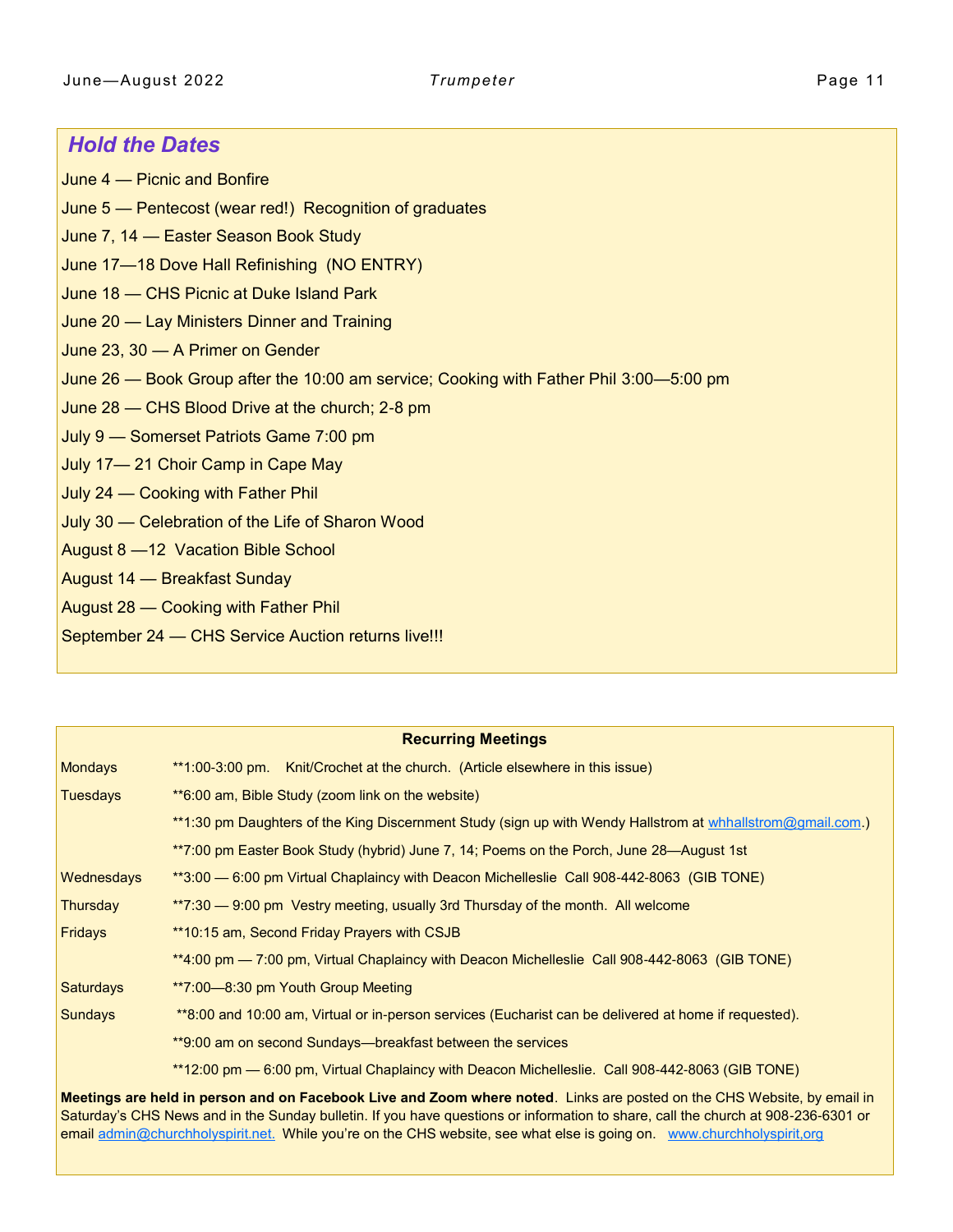## *Hold the Dates*

June 4 — Picnic and Bonfire

June 5 — Pentecost (wear red!) Recognition of graduates

June 7, 14 — Easter Season Book Study

June 17—18 Dove Hall Refinishing (NO ENTRY)

June 18 — CHS Picnic at Duke Island Park

June 20 — Lay Ministers Dinner and Training

June 23, 30 — A Primer on Gender

June 26 — Book Group after the 10:00 am service; Cooking with Father Phil 3:00—5:00 pm

June 28 — CHS Blood Drive at the church; 2-8 pm

July 9 — Somerset Patriots Game 7:00 pm

July 17— 21 Choir Camp in Cape May

July 24 — Cooking with Father Phil

July 30 — Celebration of the Life of Sharon Wood

August 8 —12 Vacation Bible School

August 14 — Breakfast Sunday

August 28 — Cooking with Father Phil

September 24 — CHS Service Auction returns live!!!

### Recurring Meetings

| | |
|---|---|
| Mondays | **1:00-3:00 pm. Knit/Crochet at the church. (Article elsewhere in this issue) |
| Tuesdays | **6:00 am, Bible Study (zoom link on the website) |
| | **1:30 pm Daughters of the King Discernment Study (sign up with Wendy Hallstrom at whhallstrom@gmail.com.) |
| | **7:00 pm Easter Book Study (hybrid) June 7, 14; Poems on the Porch, June 28—August 1st |
| Wednesdays | **3:00 — 6:00 pm Virtual Chaplaincy with Deacon Michelleslie Call 908-442-8063 (GIB TONE) |
| Thursday | **7:30 — 9:00 pm Vestry meeting, usually 3rd Thursday of the month. All welcome |
| Fridays | **10:15 am, Second Friday Prayers with CSJB |
| | **4:00 pm — 7:00 pm, Virtual Chaplaincy with Deacon Michelleslie Call 908-442-8063 (GIB TONE) |
| Saturdays | **7:00—8:30 pm Youth Group Meeting |
| Sundays | **8:00 and 10:00 am, Virtual or in-person services (Eucharist can be delivered at home if requested). |
| | **9:00 am on second Sundays—breakfast between the services |
| | **12:00 pm — 6:00 pm, Virtual Chaplaincy with Deacon Michelleslie. Call 908-442-8063 (GIB TONE) |

**Meetings are held in person and on Facebook Live and Zoom where noted**. Links are posted on the CHS Website, by email in Saturday's CHS News and in the Sunday bulletin. If you have questions or information to share, call the church at 908-236-6301 or email admin@churchholyspirit.net. While you're on the CHS website, see what else is going on. www.churchholyspirit,org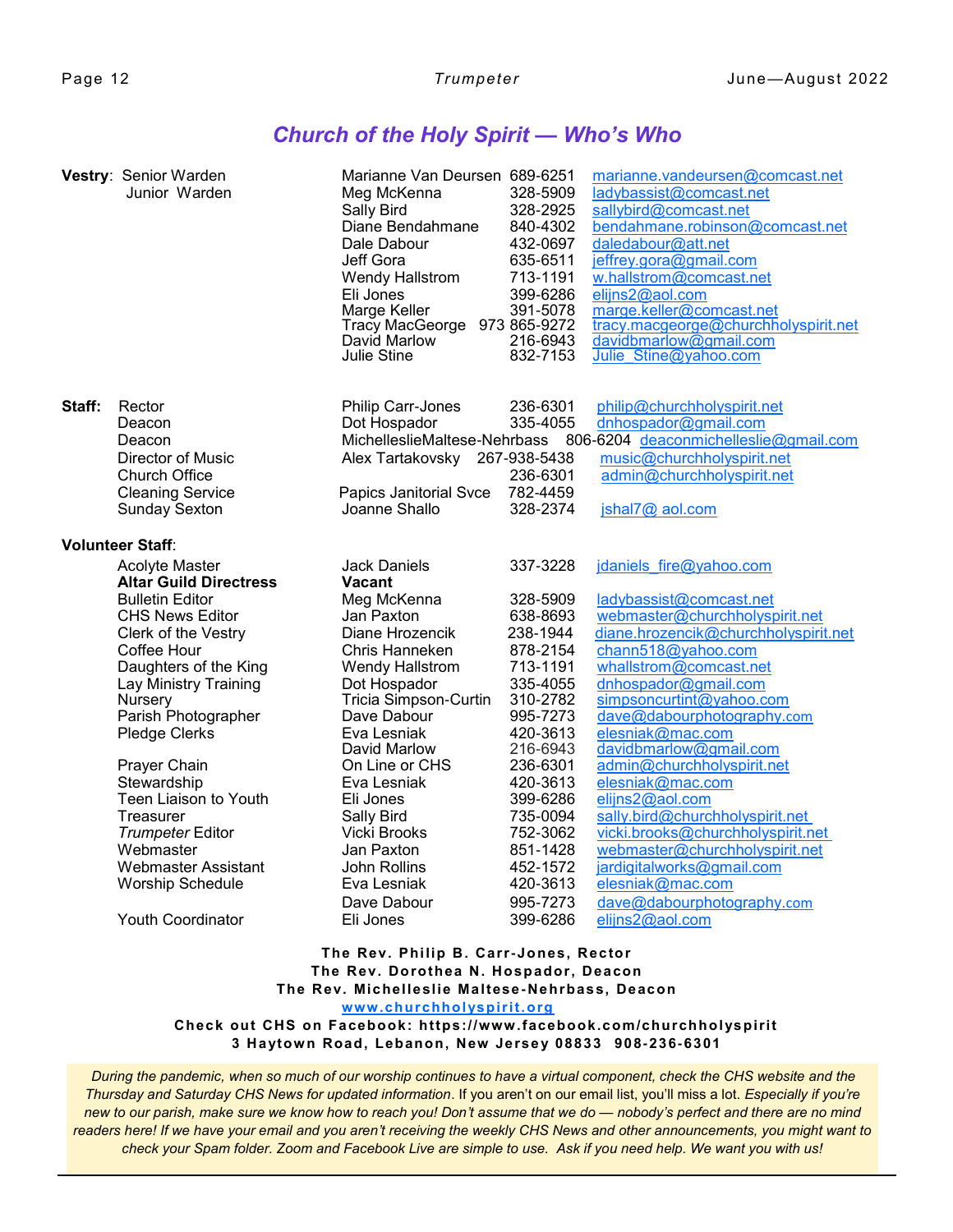## *Church of the Holy Spirit — Who's Who*

| | | | | |
|---|---|---|---|---|
| **Vestry**: | Senior Warden | Marianne Van Deursen | 689-6251 | marianne.vandeursen@comcast.net |
| | Junior Warden | Meg McKenna | 328-5909 | ladybassist@comcast.net |
| | | Sally Bird | 328-2925 | sallybird@comcast.net |
| | | Diane Bendahmane | 840-4302 | bendahmane.robinson@comcast.net |
| | | Dale Dabour | 432-0697 | daledabour@att.net |
| | | Jeff Gora | 635-6511 | jeffrey.gora@gmail.com |
| | | Wendy Hallstrom | 713-1191 | w.hallstrom@comcast.net |
| | | Eli Jones | 399-6286 | elijns2@aol.com |
| | | Marge Keller | 391-5078 | marge.keller@comcast.net |
| | | Tracy MacGeorge | 973 865-9272 | tracy.macgeorge@churchholyspirit.net |
| | | David Marlow | 216-6943 | davidbmarlow@gmail.com |
| | | Julie Stine | 832-7153 | Julie_Stine@yahoo.com |

| | | | | |
|---|---|---|---|---|
| **Staff:** | Rector | Philip Carr-Jones | 236-6301 | philip@churchholyspirit.net |
| | Deacon | Dot Hospador | 335-4055 | dnhospador@gmail.com |
| | Deacon | MichellesIieMaltese-Nehrbass | 806-6204 | deaconmichelleslie@gmail.com |
| | Director of Music | Alex Tartakovsky | 267-938-5438 | music@churchholyspirit.net |
| | Church Office | | 236-6301 | admin@churchholyspirit.net |
| | Cleaning Service | Papics Janitorial Svce | 782-4459 | |
| | Sunday Sexton | Joanne Shallo | 328-2374 | jshal7@ aol.com |

**Volunteer Staff**:

| | | | |
|---|---|---|---|
| Acolyte Master | Jack Daniels | 337-3228 | jdaniels_fire@yahoo.com |
| **Altar Guild Directress** | **Vacant** | | |
| Bulletin Editor | Meg McKenna | 328-5909 | ladybassist@comcast.net |
| CHS News Editor | Jan Paxton | 638-8693 | webmaster@churchholyspirit.net |
| Clerk of the Vestry | Diane Hrozencik | 238-1944 | diane.hrozencik@churchholyspirit.net |
| Coffee Hour | Chris Hanneken | 878-2154 | chann518@yahoo.com |
| Daughters of the King | Wendy Hallstrom | 713-1191 | whallstrom@comcast.net |
| Lay Ministry Training | Dot Hospador | 335-4055 | dnhospador@gmail.com |
| Nursery | Tricia Simpson-Curtin | 310-2782 | simpsoncurtint@yahoo.com |
| Parish Photographer | Dave Dabour | 995-7273 | dave@dabourphotography.com |
| Pledge Clerks | Eva Lesniak | 420-3613 | elesniak@mac.com |
| | David Marlow | 216-6943 | davidbmarlow@gmail.com |
| Prayer Chain | On Line or CHS | 236-6301 | admin@churchholyspirit.net |
| Stewardship | Eva Lesniak | 420-3613 | elesniak@mac.com |
| Teen Liaison to Youth | Eli Jones | 399-6286 | elijns2@aol.com |
| Treasurer | Sally Bird | 735-0094 | sally.bird@churchholyspirit.net |
| *Trumpeter* Editor | Vicki Brooks | 752-3062 | vicki.brooks@churchholyspirit.net |
| Webmaster | Jan Paxton | 851-1428 | webmaster@churchholyspirit.net |
| Webmaster Assistant | John Rollins | 452-1572 | jardigitalworks@gmail.com |
| Worship Schedule | Eva Lesniak | 420-3613 | elesniak@mac.com |
| | Dave Dabour | 995-7273 | dave@dabourphotography.com |
| Youth Coordinator | Eli Jones | 399-6286 | elijns2@aol.com |

**The Rev. Philip B. Carr-Jones, Rector**
**The Rev. Dorothea N. Hospador, Deacon**
**The Rev. Michelleslie Maltese-Nehrbass, Deacon**
**www.churchholyspirit.org**
**Check out CHS on Facebook: https://www.facebook.com/churchholyspirit**
**3 Haytown Road, Lebanon, New Jersey 08833 908-236-6301**

*During the pandemic, when so much of our worship continues to have a virtual component, check the CHS website and the Thursday and Saturday CHS News for updated information.* If you aren't on our email list, you'll miss a lot. *Especially if you're new to our parish, make sure we know how to reach you! Don't assume that we do — nobody's perfect and there are no mind readers here! If we have your email and you aren't receiving the weekly CHS News and other announcements, you might want to check your Spam folder. Zoom and Facebook Live are simple to use. Ask if you need help. We want you with us!*